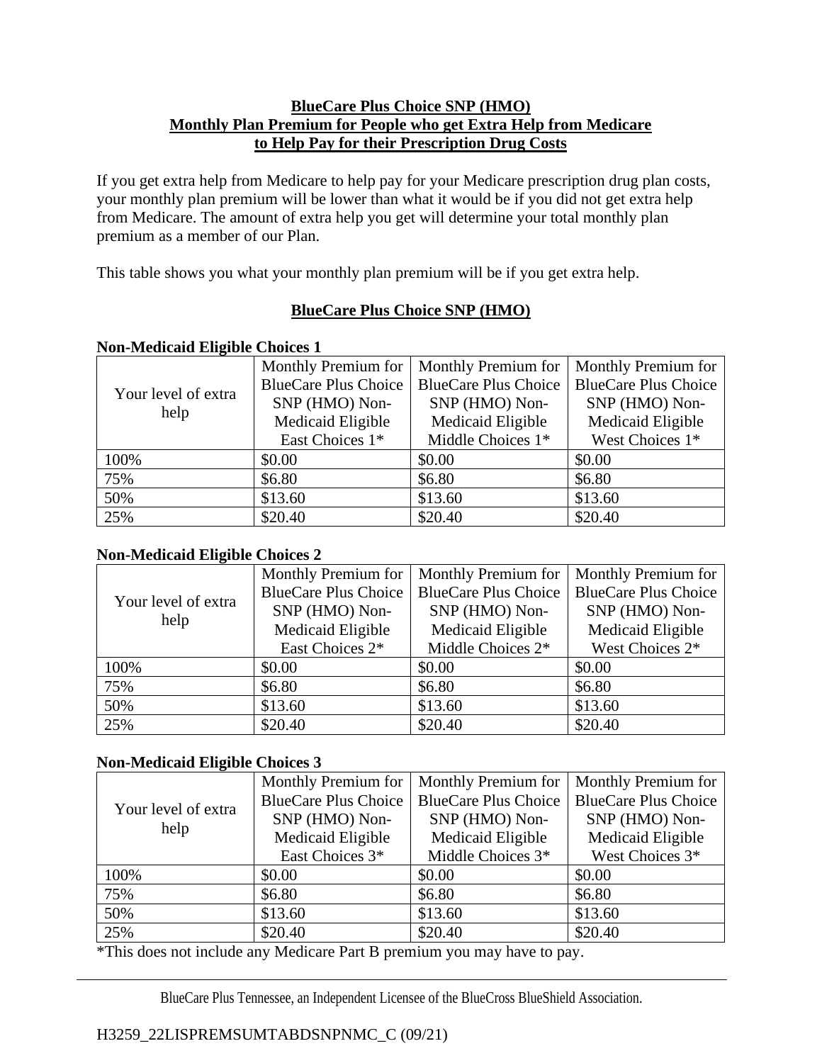**BlueCare Plus Choice SNP (HMO)**
**Monthly Plan Premium for People who get Extra Help from Medicare to Help Pay for their Prescription Drug Costs**

If you get extra help from Medicare to help pay for your Medicare prescription drug plan costs, your monthly plan premium will be lower than what it would be if you did not get extra help from Medicare. The amount of extra help you get will determine your total monthly plan premium as a member of our Plan.

This table shows you what your monthly plan premium will be if you get extra help.

**BlueCare Plus Choice SNP (HMO)**

**Non-Medicaid Eligible Choices 1**

| Your level of extra help | Monthly Premium for BlueCare Plus Choice SNP (HMO) Non-Medicaid Eligible East Choices 1* | Monthly Premium for BlueCare Plus Choice SNP (HMO) Non-Medicaid Eligible Middle Choices 1* | Monthly Premium for BlueCare Plus Choice SNP (HMO) Non-Medicaid Eligible West Choices 1* |
|---|---|---|---|
| 100% | $0.00 | $0.00 | $0.00 |
| 75% | $6.80 | $6.80 | $6.80 |
| 50% | $13.60 | $13.60 | $13.60 |
| 25% | $20.40 | $20.40 | $20.40 |

**Non-Medicaid Eligible Choices 2**

| Your level of extra help | Monthly Premium for BlueCare Plus Choice SNP (HMO) Non-Medicaid Eligible East Choices 2* | Monthly Premium for BlueCare Plus Choice SNP (HMO) Non-Medicaid Eligible Middle Choices 2* | Monthly Premium for BlueCare Plus Choice SNP (HMO) Non-Medicaid Eligible West Choices 2* |
|---|---|---|---|
| 100% | $0.00 | $0.00 | $0.00 |
| 75% | $6.80 | $6.80 | $6.80 |
| 50% | $13.60 | $13.60 | $13.60 |
| 25% | $20.40 | $20.40 | $20.40 |

**Non-Medicaid Eligible Choices 3**

| Your level of extra help | Monthly Premium for BlueCare Plus Choice SNP (HMO) Non-Medicaid Eligible East Choices 3* | Monthly Premium for BlueCare Plus Choice SNP (HMO) Non-Medicaid Eligible Middle Choices 3* | Monthly Premium for BlueCare Plus Choice SNP (HMO) Non-Medicaid Eligible West Choices 3* |
|---|---|---|---|
| 100% | $0.00 | $0.00 | $0.00 |
| 75% | $6.80 | $6.80 | $6.80 |
| 50% | $13.60 | $13.60 | $13.60 |
| 25% | $20.40 | $20.40 | $20.40 |

*This does not include any Medicare Part B premium you may have to pay.

BlueCare Plus Tennessee, an Independent Licensee of the BlueCross BlueShield Association.

H3259_22LISPREMSUMTABDSNPNMC_C (09/21)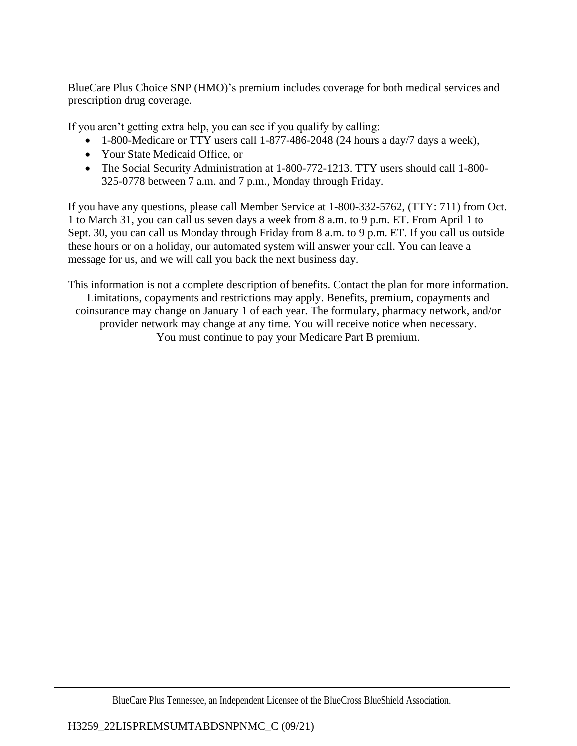BlueCare Plus Choice SNP (HMO)'s premium includes coverage for both medical services and prescription drug coverage.

If you aren't getting extra help, you can see if you qualify by calling:

- 1-800-Medicare or TTY users call 1-877-486-2048 (24 hours a day/7 days a week),
- Your State Medicaid Office, or
- The Social Security Administration at 1-800-772-1213. TTY users should call 1-800-325-0778 between 7 a.m. and 7 p.m., Monday through Friday.

If you have any questions, please call Member Service at 1-800-332-5762, (TTY: 711) from Oct. 1 to March 31, you can call us seven days a week from 8 a.m. to 9 p.m. ET. From April 1 to Sept. 30, you can call us Monday through Friday from 8 a.m. to 9 p.m. ET. If you call us outside these hours or on a holiday, our automated system will answer your call. You can leave a message for us, and we will call you back the next business day.

This information is not a complete description of benefits. Contact the plan for more information. Limitations, copayments and restrictions may apply. Benefits, premium, copayments and coinsurance may change on January 1 of each year. The formulary, pharmacy network, and/or provider network may change at any time. You will receive notice when necessary. You must continue to pay your Medicare Part B premium.

BlueCare Plus Tennessee, an Independent Licensee of the BlueCross BlueShield Association.

H3259_22LISPREMSUMTABDSNPNMC_C (09/21)